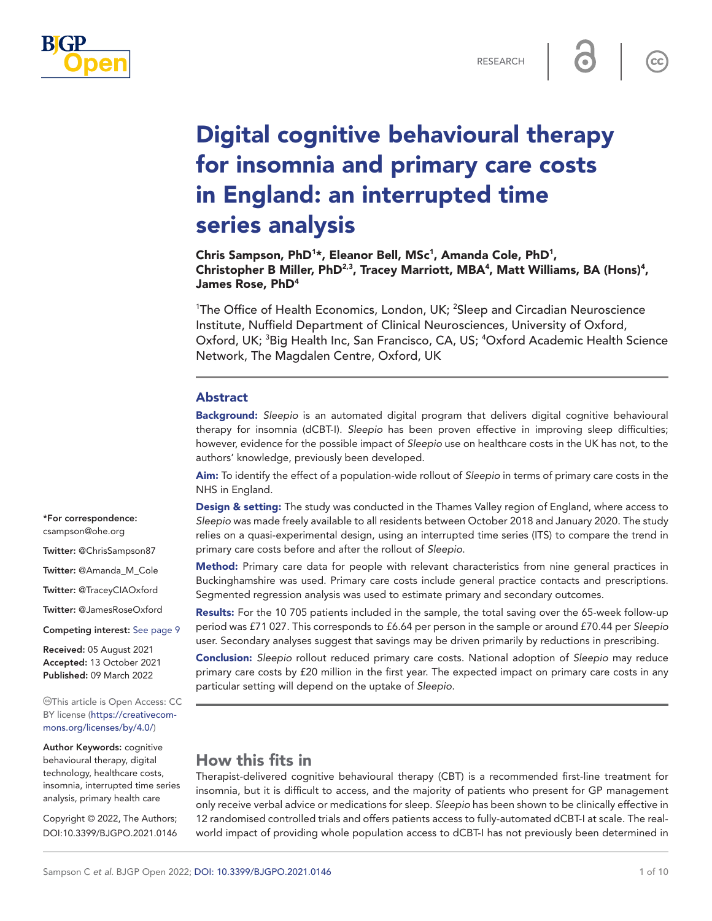RESEARCH

# Digital cognitive behavioural therapy for insomnia and primary care costs in England: an interrupted time series analysis

**Chris Sampson, PhD[1]*, Eleanor Bell, MSc[1], Amanda Cole, PhD[1], Christopher B Miller, PhD[2,3], Tracey Marriott, MBA[4], Matt Williams, BA (Hons)[4], James Rose, PhD[4]**

[1]The Office of Health Economics, London, UK; [2]Sleep and Circadian Neuroscience Institute, Nuffield Department of Clinical Neurosciences, University of Oxford, Oxford, UK; [3]Big Health Inc, San Francisco, CA, US; [4]Oxford Academic Health Science Network, The Magdalen Centre, Oxford, UK

## Abstract

**Background:** *Sleepio* is an automated digital program that delivers digital cognitive behavioural therapy for insomnia (dCBT-I). *Sleepio* has been proven effective in improving sleep difficulties; however, evidence for the possible impact of *Sleepio* use on healthcare costs in the UK has not, to the authors' knowledge, previously been developed.

**Aim:** To identify the effect of a population-wide rollout of *Sleepio* in terms of primary care costs in the NHS in England.

**Design & setting:** The study was conducted in the Thames Valley region of England, where access to *Sleepio* was made freely available to all residents between October 2018 and January 2020. The study relies on a quasi-experimental design, using an interrupted time series (ITS) to compare the trend in primary care costs before and after the rollout of *Sleepio*.

**Method:** Primary care data for people with relevant characteristics from nine general practices in Buckinghamshire was used. Primary care costs include general practice contacts and prescriptions. Segmented regression analysis was used to estimate primary and secondary outcomes.

**Results:** For the 10 705 patients included in the sample, the total saving over the 65-week follow-up period was £71 027. This corresponds to £6.64 per person in the sample or around £70.44 per *Sleepio* user. Secondary analyses suggest that savings may be driven primarily by reductions in prescribing.

**Conclusion:** *Sleepio* rollout reduced primary care costs. National adoption of *Sleepio* may reduce primary care costs by £20 million in the first year. The expected impact on primary care costs in any particular setting will depend on the uptake of *Sleepio*.

*For correspondence: csampson@ohe.org

Twitter: @ChrisSampson87

Twitter: @Amanda_M_Cole

Twitter: @TraceyCIAOxford

Twitter: @JamesRoseOxford

**Competing interest:** See page 9

**Received:** 05 August 2021
**Accepted:** 13 October 2021
**Published:** 09 March 2022

This article is Open Access: CC BY license (https://creativecommons.org/licenses/by/4.0/)

**Author Keywords:** cognitive behavioural therapy, digital technology, healthcare costs, insomnia, interrupted time series analysis, primary health care

Copyright © 2022, The Authors; DOI:10.3399/BJGPO.2021.0146

## How this fits in

Therapist-delivered cognitive behavioural therapy (CBT) is a recommended first-line treatment for insomnia, but it is difficult to access, and the majority of patients who present for GP management only receive verbal advice or medications for sleep. *Sleepio* has been shown to be clinically effective in 12 randomised controlled trials and offers patients access to fully-automated dCBT-I at scale. The real-world impact of providing whole population access to dCBT-I has not previously been determined in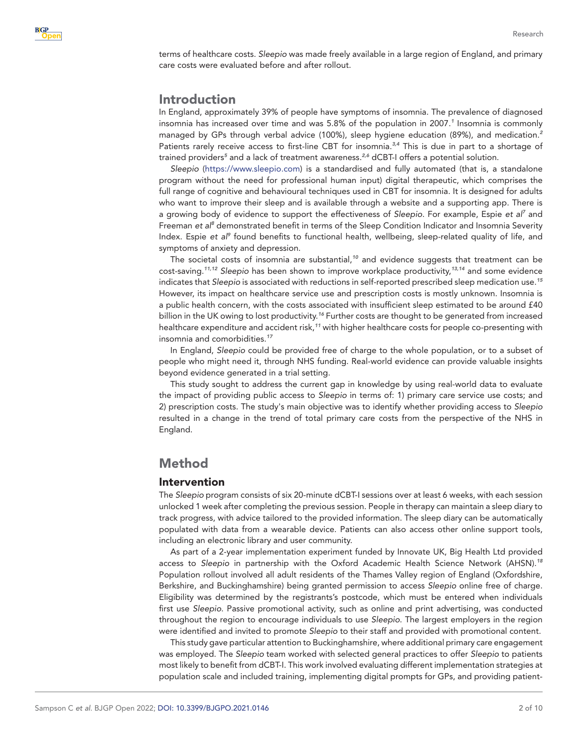terms of healthcare costs. *Sleepio* was made freely available in a large region of England, and primary care costs were evaluated before and after rollout.

## Introduction

In England, approximately 39% of people have symptoms of insomnia. The prevalence of diagnosed insomnia has increased over time and was 5.8% of the population in 2007.[1] Insomnia is commonly managed by GPs through verbal advice (100%), sleep hygiene education (89%), and medication.[2] Patients rarely receive access to first-line CBT for insomnia.[3,4] This is due in part to a shortage of trained providers[5] and a lack of treatment awareness.[2,6] dCBT-I offers a potential solution.

*Sleepio* (https://www.sleepio.com) is a standardised and fully automated (that is, a standalone program without the need for professional human input) digital therapeutic, which comprises the full range of cognitive and behavioural techniques used in CBT for insomnia. It is designed for adults who want to improve their sleep and is available through a website and a supporting app. There is a growing body of evidence to support the effectiveness of *Sleepio*. For example, Espie *et al*[7] and Freeman *et al*[8] demonstrated benefit in terms of the Sleep Condition Indicator and Insomnia Severity Index. Espie *et al*[9] found benefits to functional health, wellbeing, sleep-related quality of life, and symptoms of anxiety and depression.

The societal costs of insomnia are substantial,[10] and evidence suggests that treatment can be cost-saving.[11,12] *Sleepio* has been shown to improve workplace productivity,[13,14] and some evidence indicates that *Sleepio* is associated with reductions in self-reported prescribed sleep medication use.[15] However, its impact on healthcare service use and prescription costs is mostly unknown. Insomnia is a public health concern, with the costs associated with insufficient sleep estimated to be around £40 billion in the UK owing to lost productivity.[16] Further costs are thought to be generated from increased healthcare expenditure and accident risk,[11] with higher healthcare costs for people co-presenting with insomnia and comorbidities.[17]

In England, *Sleepio* could be provided free of charge to the whole population, or to a subset of people who might need it, through NHS funding. Real-world evidence can provide valuable insights beyond evidence generated in a trial setting.

This study sought to address the current gap in knowledge by using real-world data to evaluate the impact of providing public access to *Sleepio* in terms of: 1) primary care service use costs; and 2) prescription costs. The study's main objective was to identify whether providing access to *Sleepio* resulted in a change in the trend of total primary care costs from the perspective of the NHS in England.

## Method

### Intervention

The *Sleepio* program consists of six 20-minute dCBT-I sessions over at least 6 weeks, with each session unlocked 1 week after completing the previous session. People in therapy can maintain a sleep diary to track progress, with advice tailored to the provided information. The sleep diary can be automatically populated with data from a wearable device. Patients can also access other online support tools, including an electronic library and user community.

As part of a 2-year implementation experiment funded by Innovate UK, Big Health Ltd provided access to *Sleepio* in partnership with the Oxford Academic Health Science Network (AHSN).[18] Population rollout involved all adult residents of the Thames Valley region of England (Oxfordshire, Berkshire, and Buckinghamshire) being granted permission to access *Sleepio* online free of charge. Eligibility was determined by the registrants's postcode, which must be entered when individuals first use *Sleepio*. Passive promotional activity, such as online and print advertising, was conducted throughout the region to encourage individuals to use *Sleepio*. The largest employers in the region were identified and invited to promote *Sleepio* to their staff and provided with promotional content.

This study gave particular attention to Buckinghamshire, where additional primary care engagement was employed. The *Sleepio* team worked with selected general practices to offer *Sleepio* to patients most likely to benefit from dCBT-I. This work involved evaluating different implementation strategies at population scale and included training, implementing digital prompts for GPs, and providing patient-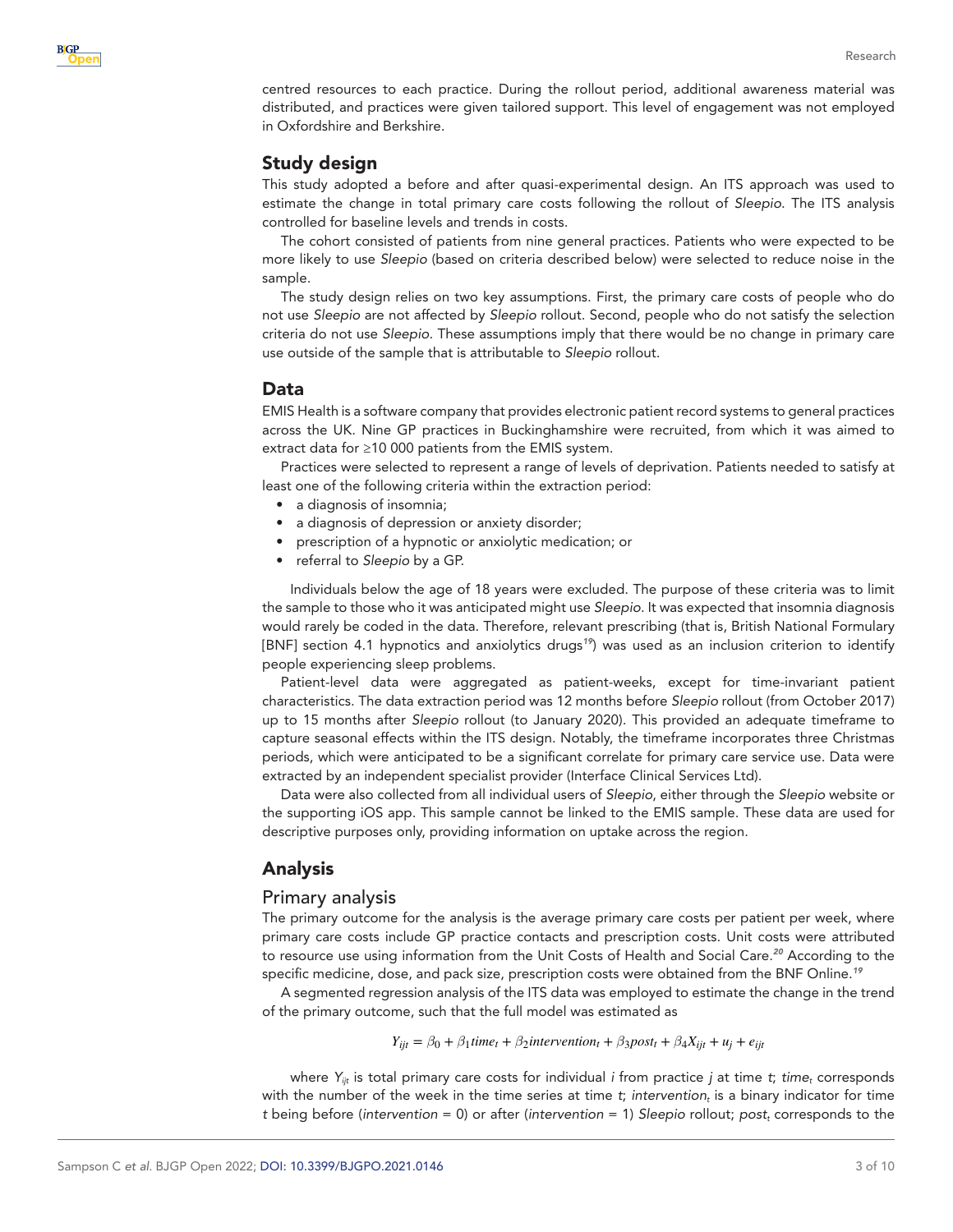centred resources to each practice. During the rollout period, additional awareness material was distributed, and practices were given tailored support. This level of engagement was not employed in Oxfordshire and Berkshire.

## Study design

This study adopted a before and after quasi-experimental design. An ITS approach was used to estimate the change in total primary care costs following the rollout of *Sleepio*. The ITS analysis controlled for baseline levels and trends in costs.

The cohort consisted of patients from nine general practices. Patients who were expected to be more likely to use *Sleepio* (based on criteria described below) were selected to reduce noise in the sample.

The study design relies on two key assumptions. First, the primary care costs of people who do not use *Sleepio* are not affected by *Sleepio* rollout. Second, people who do not satisfy the selection criteria do not use *Sleepio*. These assumptions imply that there would be no change in primary care use outside of the sample that is attributable to *Sleepio* rollout.

## Data

EMIS Health is a software company that provides electronic patient record systems to general practices across the UK. Nine GP practices in Buckinghamshire were recruited, from which it was aimed to extract data for ≥10 000 patients from the EMIS system.

Practices were selected to represent a range of levels of deprivation. Patients needed to satisfy at least one of the following criteria within the extraction period:

- a diagnosis of insomnia;
- a diagnosis of depression or anxiety disorder;
- prescription of a hypnotic or anxiolytic medication; or
- referral to *Sleepio* by a GP.

Individuals below the age of 18 years were excluded. The purpose of these criteria was to limit the sample to those who it was anticipated might use *Sleepio*. It was expected that insomnia diagnosis would rarely be coded in the data. Therefore, relevant prescribing (that is, British National Formulary [BNF] section 4.1 hypnotics and anxiolytics drugs[19]) was used as an inclusion criterion to identify people experiencing sleep problems.

Patient-level data were aggregated as patient-weeks, except for time-invariant patient characteristics. The data extraction period was 12 months before *Sleepio* rollout (from October 2017) up to 15 months after *Sleepio* rollout (to January 2020). This provided an adequate timeframe to capture seasonal effects within the ITS design. Notably, the timeframe incorporates three Christmas periods, which were anticipated to be a significant correlate for primary care service use. Data were extracted by an independent specialist provider (Interface Clinical Services Ltd).

Data were also collected from all individual users of *Sleepio*, either through the *Sleepio* website or the supporting iOS app. This sample cannot be linked to the EMIS sample. These data are used for descriptive purposes only, providing information on uptake across the region.

## Analysis

### Primary analysis

The primary outcome for the analysis is the average primary care costs per patient per week, where primary care costs include GP practice contacts and prescription costs. Unit costs were attributed to resource use using information from the Unit Costs of Health and Social Care.[20] According to the specific medicine, dose, and pack size, prescription costs were obtained from the BNF Online.[19]

A segmented regression analysis of the ITS data was employed to estimate the change in the trend of the primary outcome, such that the full model was estimated as

$$Y_{ijt} = \beta_0 + \beta_1 time_t + \beta_2 intervention_t + \beta_3 post_t + \beta_4 X_{ijt} + u_j + e_{ijt}$$

where $Y_{ijt}$ is total primary care costs for individual $i$ from practice $j$ at time $t$; $time_t$ corresponds with the number of the week in the time series at time $t$; $intervention_t$ is a binary indicator for time $t$ being before ($intervention$ = 0) or after ($intervention$ = 1) *Sleepio* rollout; $post_t$ corresponds to the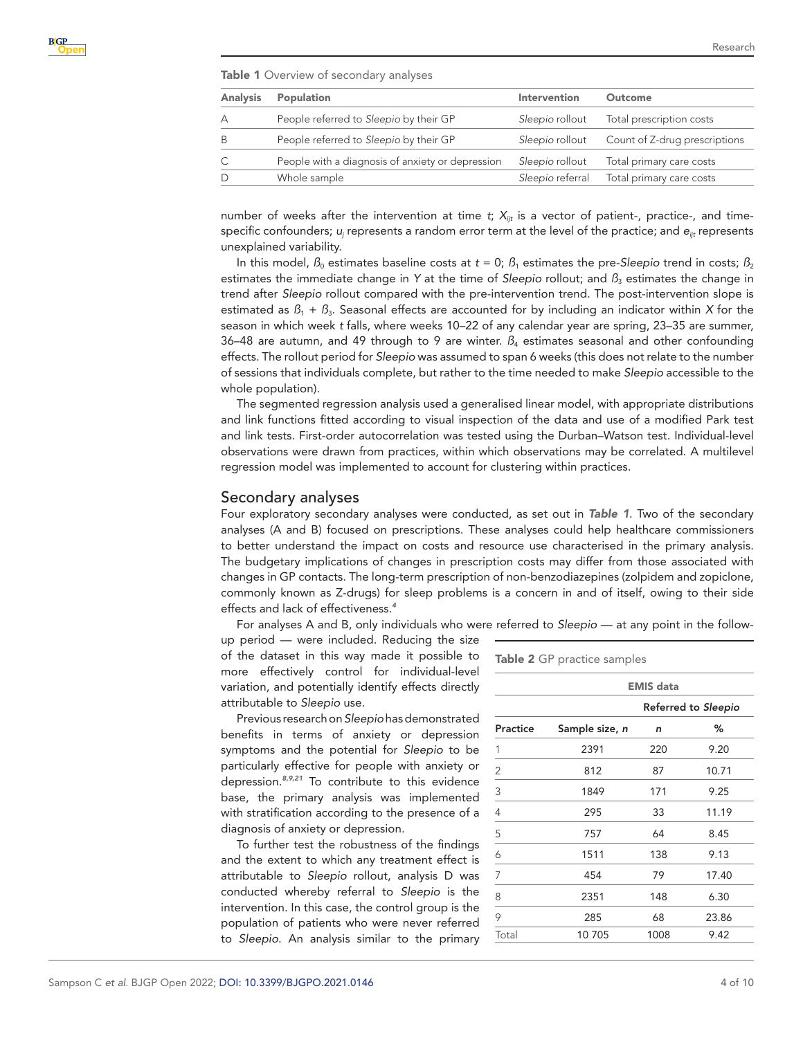**Table 1** Overview of secondary analyses

| Analysis | Population | Intervention | Outcome |
|---|---|---|---|
| A | People referred to *Sleepio* by their GP | *Sleepio* rollout | Total prescription costs |
| B | People referred to *Sleepio* by their GP | *Sleepio* rollout | Count of Z-drug prescriptions |
| C | People with a diagnosis of anxiety or depression | *Sleepio* rollout | Total primary care costs |
| D | Whole sample | *Sleepio* referral | Total primary care costs |

number of weeks after the intervention at time $t$; $X_{ijt}$ is a vector of patient-, practice-, and time-specific confounders; $u_j$ represents a random error term at the level of the practice; and $e_{ijt}$ represents unexplained variability.

In this model, $\beta_0$ estimates baseline costs at $t = 0$; $\beta_1$ estimates the pre-*Sleepio* trend in costs; $\beta_2$ estimates the immediate change in $Y$ at the time of *Sleepio* rollout; and $\beta_3$ estimates the change in trend after *Sleepio* rollout compared with the pre-intervention trend. The post-intervention slope is estimated as $\beta_1 + \beta_3$. Seasonal effects are accounted for by including an indicator within $X$ for the season in which week $t$ falls, where weeks 10–22 of any calendar year are spring, 23–35 are summer, 36–48 are autumn, and 49 through to 9 are winter. $\beta_4$ estimates seasonal and other confounding effects. The rollout period for *Sleepio* was assumed to span 6 weeks (this does not relate to the number of sessions that individuals complete, but rather to the time needed to make *Sleepio* accessible to the whole population).

The segmented regression analysis used a generalised linear model, with appropriate distributions and link functions fitted according to visual inspection of the data and use of a modified Park test and link tests. First-order autocorrelation was tested using the Durban–Watson test. Individual-level observations were drawn from practices, within which observations may be correlated. A multilevel regression model was implemented to account for clustering within practices.

## Secondary analyses

Four exploratory secondary analyses were conducted, as set out in ***Table 1***. Two of the secondary analyses (A and B) focused on prescriptions. These analyses could help healthcare commissioners to better understand the impact on costs and resource use characterised in the primary analysis. The budgetary implications of changes in prescription costs may differ from those associated with changes in GP contacts. The long-term prescription of non-benzodiazepines (zolpidem and zopiclone, commonly known as Z-drugs) for sleep problems is a concern in and of itself, owing to their side effects and lack of effectiveness.[4]

For analyses A and B, only individuals who were referred to *Sleepio* — at any point in the follow-up period — were included. Reducing the size of the dataset in this way made it possible to more effectively control for individual-level variation, and potentially identify effects directly attributable to *Sleepio* use.

Previous research on *Sleepio* has demonstrated benefits in terms of anxiety or depression symptoms and the potential for *Sleepio* to be particularly effective for people with anxiety or depression.[8,9,21] To contribute to this evidence base, the primary analysis was implemented with stratification according to the presence of a diagnosis of anxiety or depression.

To further test the robustness of the findings and the extent to which any treatment effect is attributable to *Sleepio* rollout, analysis D was conducted whereby referral to *Sleepio* is the intervention. In this case, the control group is the population of patients who were never referred to *Sleepio*. An analysis similar to the primary

**Table 2** GP practice samples

| | EMIS data | | |
|---|---|---|---|
| | | Referred to *Sleepio* | |
| Practice | Sample size, *n* | *n* | % |
| 1 | 2391 | 220 | 9.20 |
| 2 | 812 | 87 | 10.71 |
| 3 | 1849 | 171 | 9.25 |
| 4 | 295 | 33 | 11.19 |
| 5 | 757 | 64 | 8.45 |
| 6 | 1511 | 138 | 9.13 |
| 7 | 454 | 79 | 17.40 |
| 8 | 2351 | 148 | 6.30 |
| 9 | 285 | 68 | 23.86 |
| Total | 10 705 | 1008 | 9.42 |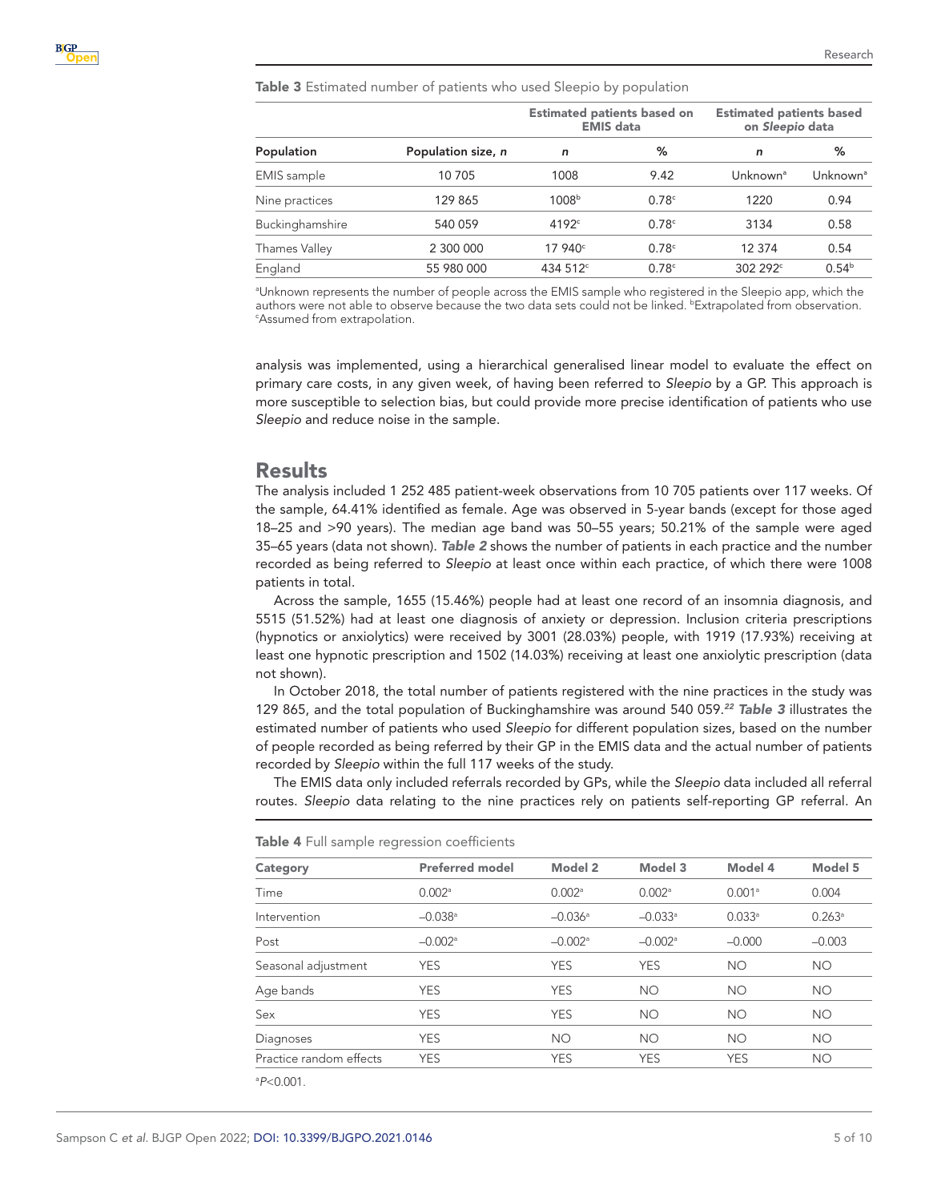**Table 3** Estimated number of patients who used *Sleepio* by population

| | | Estimated patients based on EMIS data | | Estimated patients based on *Sleepio* data | |
|---|---|---|---|---|---|
| **Population** | **Population size, *n*** | ***n*** | **%** | ***n*** | **%** |
| EMIS sample | 10 705 | 1008 | 9.42 | Unknown[a] | Unknown[a] |
| Nine practices | 129 865 | 1008[b] | 0.78[c] | 1220 | 0.94 |
| Buckinghamshire | 540 059 | 4192[c] | 0.78[c] | 3134 | 0.58 |
| Thames Valley | 2 300 000 | 17 940[c] | 0.78[c] | 12 374 | 0.54 |
| England | 55 980 000 | 434 512[c] | 0.78[c] | 302 292[c] | 0.54[b] |

[a]Unknown represents the number of people across the EMIS sample who registered in the Sleepio app, which the authors were not able to observe because the two data sets could not be linked. [b]Extrapolated from observation. [c]Assumed from extrapolation.

analysis was implemented, using a hierarchical generalised linear model to evaluate the effect on primary care costs, in any given week, of having been referred to *Sleepio* by a GP. This approach is more susceptible to selection bias, but could provide more precise identification of patients who use *Sleepio* and reduce noise in the sample.

## Results

The analysis included 1 252 485 patient-week observations from 10 705 patients over 117 weeks. Of the sample, 64.41% identified as female. Age was observed in 5-year bands (except for those aged 18–25 and >90 years). The median age band was 50–55 years; 50.21% of the sample were aged 35–65 years (data not shown). ***Table 2*** shows the number of patients in each practice and the number recorded as being referred to *Sleepio* at least once within each practice, of which there were 1008 patients in total.

Across the sample, 1655 (15.46%) people had at least one record of an insomnia diagnosis, and 5515 (51.52%) had at least one diagnosis of anxiety or depression. Inclusion criteria prescriptions (hypnotics or anxiolytics) were received by 3001 (28.03%) people, with 1919 (17.93%) receiving at least one hypnotic prescription and 1502 (14.03%) receiving at least one anxiolytic prescription (data not shown).

In October 2018, the total number of patients registered with the nine practices in the study was 129 865, and the total population of Buckinghamshire was around 540 059.[22] ***Table 3*** illustrates the estimated number of patients who used *Sleepio* for different population sizes, based on the number of people recorded as being referred by their GP in the EMIS data and the actual number of patients recorded by *Sleepio* within the full 117 weeks of the study.

The EMIS data only included referrals recorded by GPs, while the *Sleepio* data included all referral routes. *Sleepio* data relating to the nine practices rely on patients self-reporting GP referral. An

**Table 4** Full sample regression coefficients

| Category | Preferred model | Model 2 | Model 3 | Model 4 | Model 5 |
|---|---|---|---|---|---|
| Time | 0.002[a] | 0.002[a] | 0.002[a] | 0.001[a] | 0.004 |
| Intervention | –0.038[a] | –0.036[a] | –0.033[a] | 0.033[a] | 0.263[a] |
| Post | –0.002[a] | –0.002[a] | –0.002[a] | –0.000 | –0.003 |
| Seasonal adjustment | YES | YES | YES | NO | NO |
| Age bands | YES | YES | NO | NO | NO |
| Sex | YES | YES | NO | NO | NO |
| Diagnoses | YES | NO | NO | NO | NO |
| Practice random effects | YES | YES | YES | YES | NO |

[a]$P<0.001$.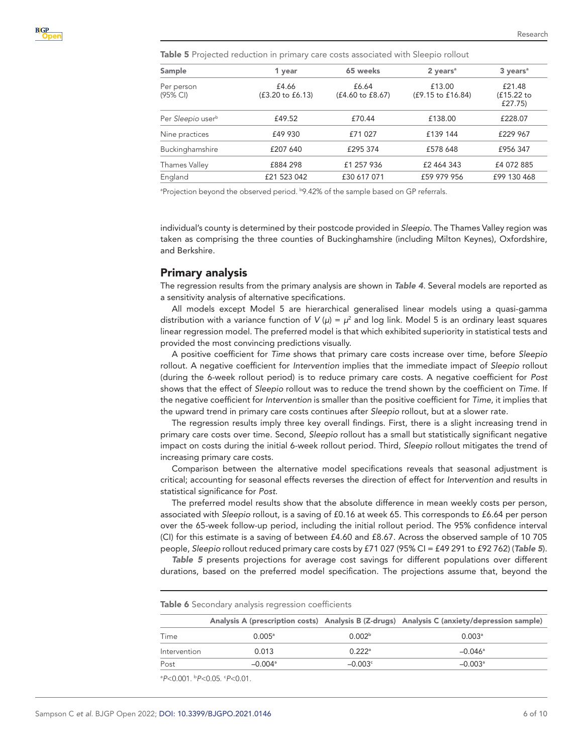**Table 5** Projected reduction in primary care costs associated with Sleepio rollout

| Sample | 1 year | 65 weeks | 2 years[a] | 3 years[a] |
| --- | --- | --- | --- | --- |
| Per person (95% CI) | £4.66 (£3.20 to £6.13) | £6.64 (£4.60 to £8.67) | £13.00 (£9.15 to £16.84) | £21.48 (£15.22 to £27.75) |
| Per *Sleepio* user[b] | £49.52 | £70.44 | £138.00 | £228.07 |
| Nine practices | £49 930 | £71 027 | £139 144 | £229 967 |
| Buckinghamshire | £207 640 | £295 374 | £578 648 | £956 347 |
| Thames Valley | £884 298 | £1 257 936 | £2 464 343 | £4 072 885 |
| England | £21 523 042 | £30 617 071 | £59 979 956 | £99 130 468 |

[a]Projection beyond the observed period. [b]9.42% of the sample based on GP referrals.

individual's county is determined by their postcode provided in *Sleepio*. The Thames Valley region was taken as comprising the three counties of Buckinghamshire (including Milton Keynes), Oxfordshire, and Berkshire.

## Primary analysis

The regression results from the primary analysis are shown in ***Table 4***. Several models are reported as a sensitivity analysis of alternative specifications.

All models except Model 5 are hierarchical generalised linear models using a quasi-gamma distribution with a variance function of $V(\mu) = \mu^2$ and log link. Model 5 is an ordinary least squares linear regression model. The preferred model is that which exhibited superiority in statistical tests and provided the most convincing predictions visually.

A positive coefficient for *Time* shows that primary care costs increase over time, before *Sleepio* rollout. A negative coefficient for *Intervention* implies that the immediate impact of *Sleepio* rollout (during the 6-week rollout period) is to reduce primary care costs. A negative coefficient for *Post* shows that the effect of *Sleepio* rollout was to reduce the trend shown by the coefficient on *Time*. If the negative coefficient for *Intervention* is smaller than the positive coefficient for *Time*, it implies that the upward trend in primary care costs continues after *Sleepio* rollout, but at a slower rate.

The regression results imply three key overall findings. First, there is a slight increasing trend in primary care costs over time. Second, *Sleepio* rollout has a small but statistically significant negative impact on costs during the initial 6-week rollout period. Third, *Sleepio* rollout mitigates the trend of increasing primary care costs.

Comparison between the alternative model specifications reveals that seasonal adjustment is critical; accounting for seasonal effects reverses the direction of effect for *Intervention* and results in statistical significance for *Post*.

The preferred model results show that the absolute difference in mean weekly costs per person, associated with *Sleepio* rollout, is a saving of £0.16 at week 65. This corresponds to £6.64 per person over the 65-week follow-up period, including the initial rollout period. The 95% confidence interval (CI) for this estimate is a saving of between £4.60 and £8.67. Across the observed sample of 10 705 people, *Sleepio* rollout reduced primary care costs by £71 027 (95% CI = £49 291 to £92 762) (***Table 5***).

***Table 5*** presents projections for average cost savings for different populations over different durations, based on the preferred model specification. The projections assume that, beyond the

**Table 6** Secondary analysis regression coefficients

| | Analysis A (prescription costs) | Analysis B (Z-drugs) | Analysis C (anxiety/depression sample) |
| --- | --- | --- | --- |
| Time | 0.005[a] | 0.002[b] | 0.003[a] |
| Intervention | 0.013 | 0.222[a] | –0.046[a] |
| Post | –0.004[a] | –0.003[c] | –0.003[a] |

[a]$P<0.001$. [b]$P<0.05$. [c]$P<0.01$.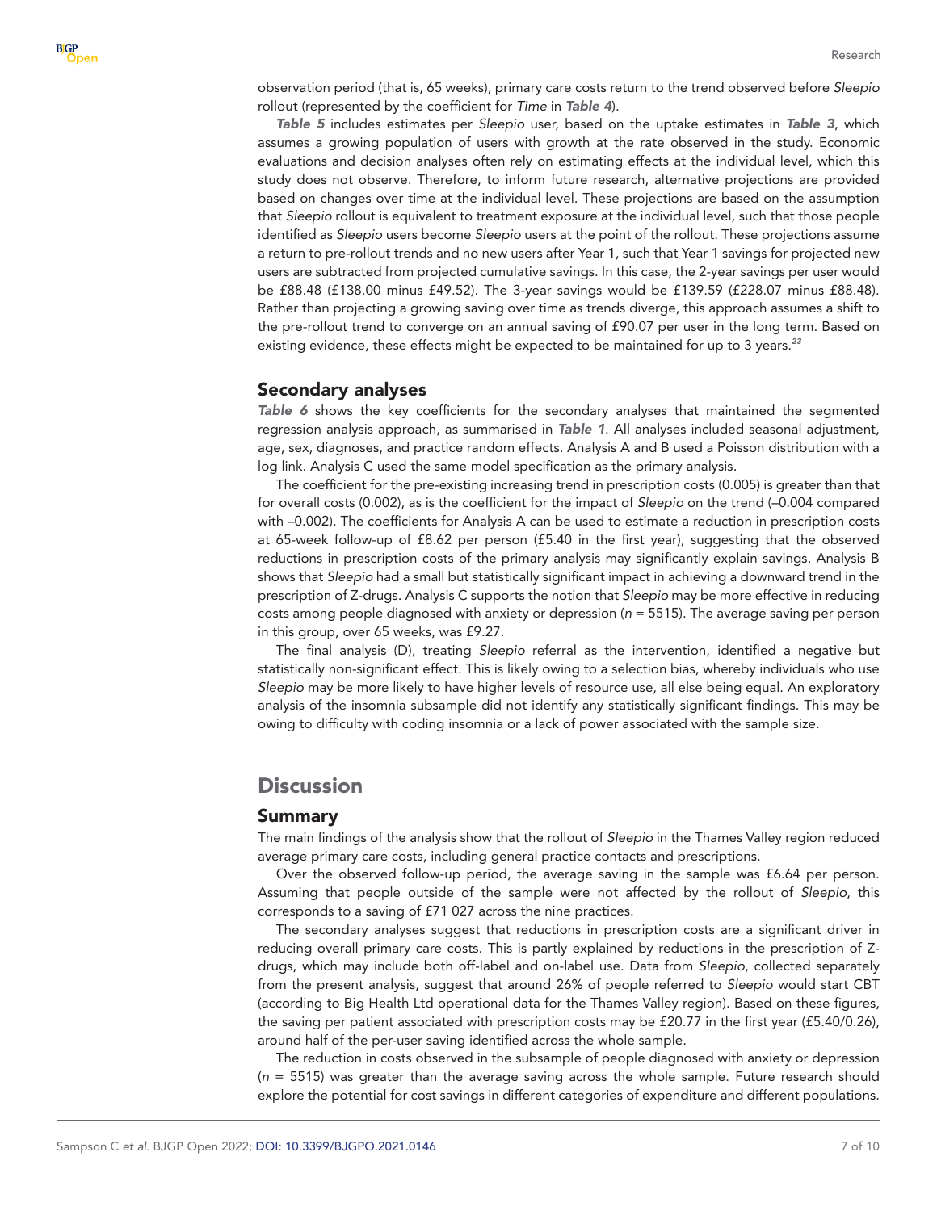observation period (that is, 65 weeks), primary care costs return to the trend observed before *Sleepio* rollout (represented by the coefficient for *Time* in **Table 4**).

**Table 5** includes estimates per *Sleepio* user, based on the uptake estimates in **Table 3**, which assumes a growing population of users with growth at the rate observed in the study. Economic evaluations and decision analyses often rely on estimating effects at the individual level, which this study does not observe. Therefore, to inform future research, alternative projections are provided based on changes over time at the individual level. These projections are based on the assumption that *Sleepio* rollout is equivalent to treatment exposure at the individual level, such that those people identified as *Sleepio* users become *Sleepio* users at the point of the rollout. These projections assume a return to pre-rollout trends and no new users after Year 1, such that Year 1 savings for projected new users are subtracted from projected cumulative savings. In this case, the 2-year savings per user would be £88.48 (£138.00 minus £49.52). The 3-year savings would be £139.59 (£228.07 minus £88.48). Rather than projecting a growing saving over time as trends diverge, this approach assumes a shift to the pre-rollout trend to converge on an annual saving of £90.07 per user in the long term. Based on existing evidence, these effects might be expected to be maintained for up to 3 years.[23]

## Secondary analyses

**Table 6** shows the key coefficients for the secondary analyses that maintained the segmented regression analysis approach, as summarised in **Table 1**. All analyses included seasonal adjustment, age, sex, diagnoses, and practice random effects. Analysis A and B used a Poisson distribution with a log link. Analysis C used the same model specification as the primary analysis.

The coefficient for the pre-existing increasing trend in prescription costs (0.005) is greater than that for overall costs (0.002), as is the coefficient for the impact of *Sleepio* on the trend (–0.004 compared with –0.002). The coefficients for Analysis A can be used to estimate a reduction in prescription costs at 65-week follow-up of £8.62 per person (£5.40 in the first year), suggesting that the observed reductions in prescription costs of the primary analysis may significantly explain savings. Analysis B shows that *Sleepio* had a small but statistically significant impact in achieving a downward trend in the prescription of Z-drugs. Analysis C supports the notion that *Sleepio* may be more effective in reducing costs among people diagnosed with anxiety or depression ($n$ = 5515). The average saving per person in this group, over 65 weeks, was £9.27.

The final analysis (D), treating *Sleepio* referral as the intervention, identified a negative but statistically non-significant effect. This is likely owing to a selection bias, whereby individuals who use *Sleepio* may be more likely to have higher levels of resource use, all else being equal. An exploratory analysis of the insomnia subsample did not identify any statistically significant findings. This may be owing to difficulty with coding insomnia or a lack of power associated with the sample size.

# Discussion

## Summary

The main findings of the analysis show that the rollout of *Sleepio* in the Thames Valley region reduced average primary care costs, including general practice contacts and prescriptions.

Over the observed follow-up period, the average saving in the sample was £6.64 per person. Assuming that people outside of the sample were not affected by the rollout of *Sleepio*, this corresponds to a saving of £71 027 across the nine practices.

The secondary analyses suggest that reductions in prescription costs are a significant driver in reducing overall primary care costs. This is partly explained by reductions in the prescription of Z-drugs, which may include both off-label and on-label use. Data from *Sleepio*, collected separately from the present analysis, suggest that around 26% of people referred to *Sleepio* would start CBT (according to Big Health Ltd operational data for the Thames Valley region). Based on these figures, the saving per patient associated with prescription costs may be £20.77 in the first year (£5.40/0.26), around half of the per-user saving identified across the whole sample.

The reduction in costs observed in the subsample of people diagnosed with anxiety or depression ($n$ = 5515) was greater than the average saving across the whole sample. Future research should explore the potential for cost savings in different categories of expenditure and different populations.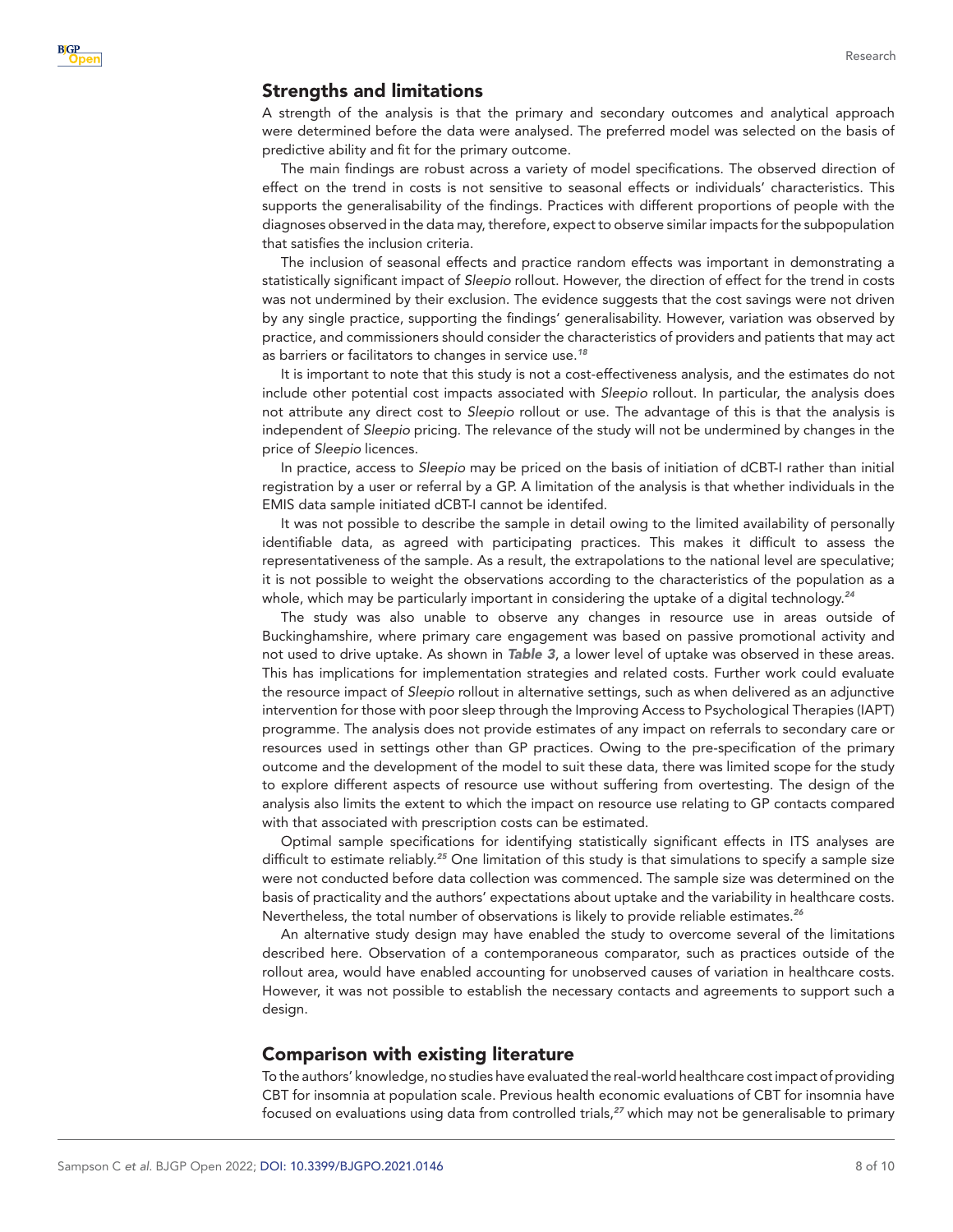## Strengths and limitations

A strength of the analysis is that the primary and secondary outcomes and analytical approach were determined before the data were analysed. The preferred model was selected on the basis of predictive ability and fit for the primary outcome.

The main findings are robust across a variety of model specifications. The observed direction of effect on the trend in costs is not sensitive to seasonal effects or individuals' characteristics. This supports the generalisability of the findings. Practices with different proportions of people with the diagnoses observed in the data may, therefore, expect to observe similar impacts for the subpopulation that satisfies the inclusion criteria.

The inclusion of seasonal effects and practice random effects was important in demonstrating a statistically significant impact of *Sleepio* rollout. However, the direction of effect for the trend in costs was not undermined by their exclusion. The evidence suggests that the cost savings were not driven by any single practice, supporting the findings' generalisability. However, variation was observed by practice, and commissioners should consider the characteristics of providers and patients that may act as barriers or facilitators to changes in service use.[18]

It is important to note that this study is not a cost-effectiveness analysis, and the estimates do not include other potential cost impacts associated with *Sleepio* rollout. In particular, the analysis does not attribute any direct cost to *Sleepio* rollout or use. The advantage of this is that the analysis is independent of *Sleepio* pricing. The relevance of the study will not be undermined by changes in the price of *Sleepio* licences.

In practice, access to *Sleepio* may be priced on the basis of initiation of dCBT-I rather than initial registration by a user or referral by a GP. A limitation of the analysis is that whether individuals in the EMIS data sample initiated dCBT-I cannot be identifed.

It was not possible to describe the sample in detail owing to the limited availability of personally identifiable data, as agreed with participating practices. This makes it difficult to assess the representativeness of the sample. As a result, the extrapolations to the national level are speculative; it is not possible to weight the observations according to the characteristics of the population as a whole, which may be particularly important in considering the uptake of a digital technology.[24]

The study was also unable to observe any changes in resource use in areas outside of Buckinghamshire, where primary care engagement was based on passive promotional activity and not used to drive uptake. As shown in ***Table 3***, a lower level of uptake was observed in these areas. This has implications for implementation strategies and related costs. Further work could evaluate the resource impact of *Sleepio* rollout in alternative settings, such as when delivered as an adjunctive intervention for those with poor sleep through the Improving Access to Psychological Therapies (IAPT) programme. The analysis does not provide estimates of any impact on referrals to secondary care or resources used in settings other than GP practices. Owing to the pre-specification of the primary outcome and the development of the model to suit these data, there was limited scope for the study to explore different aspects of resource use without suffering from overtesting. The design of the analysis also limits the extent to which the impact on resource use relating to GP contacts compared with that associated with prescription costs can be estimated.

Optimal sample specifications for identifying statistically significant effects in ITS analyses are difficult to estimate reliably.[25] One limitation of this study is that simulations to specify a sample size were not conducted before data collection was commenced. The sample size was determined on the basis of practicality and the authors' expectations about uptake and the variability in healthcare costs. Nevertheless, the total number of observations is likely to provide reliable estimates.[26]

An alternative study design may have enabled the study to overcome several of the limitations described here. Observation of a contemporaneous comparator, such as practices outside of the rollout area, would have enabled accounting for unobserved causes of variation in healthcare costs. However, it was not possible to establish the necessary contacts and agreements to support such a design.

## Comparison with existing literature

To the authors' knowledge, no studies have evaluated the real-world healthcare cost impact of providing CBT for insomnia at population scale. Previous health economic evaluations of CBT for insomnia have focused on evaluations using data from controlled trials,[27] which may not be generalisable to primary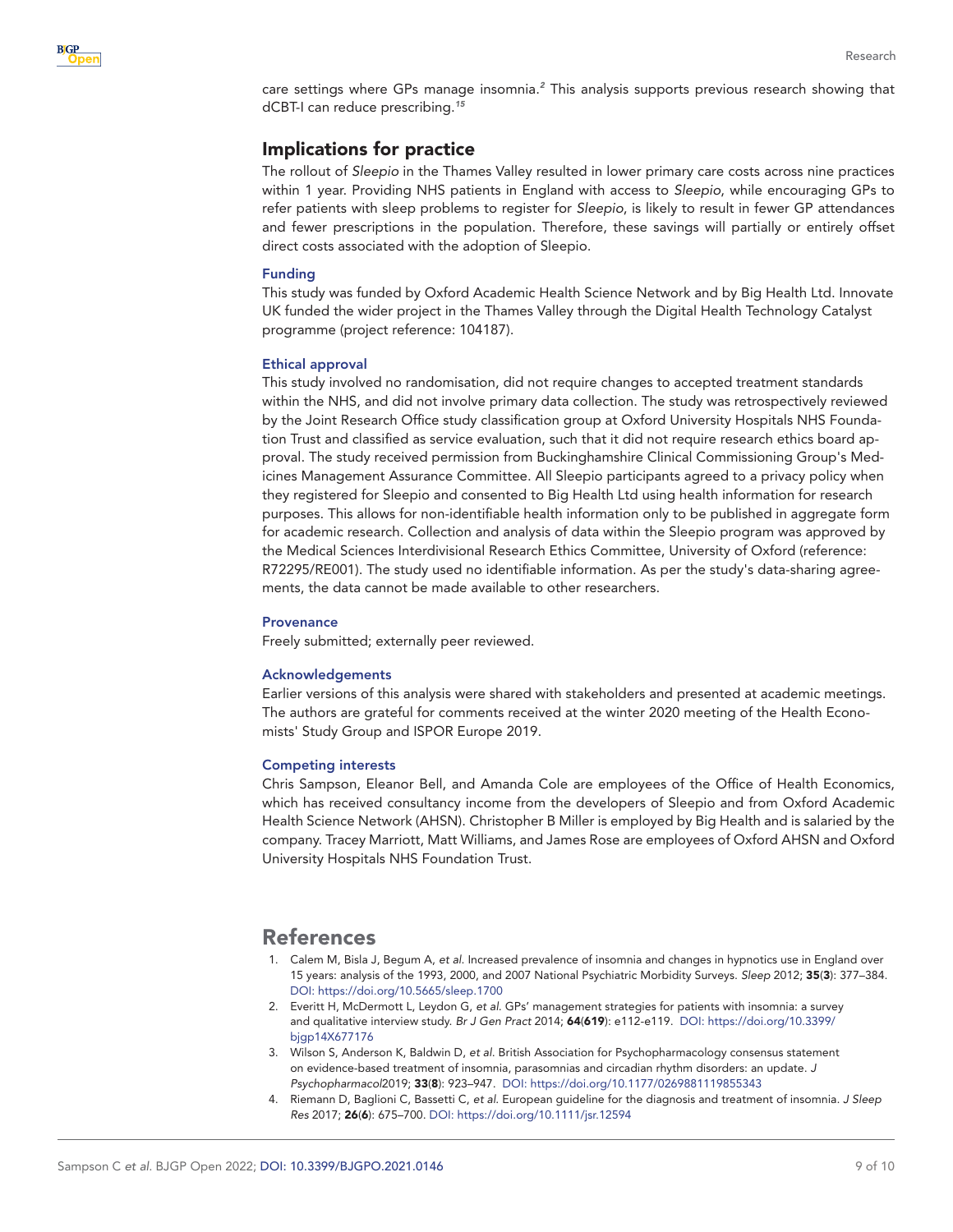care settings where GPs manage insomnia.[2] This analysis supports previous research showing that dCBT-I can reduce prescribing.[15]

## Implications for practice

The rollout of *Sleepio* in the Thames Valley resulted in lower primary care costs across nine practices within 1 year. Providing NHS patients in England with access to *Sleepio*, while encouraging GPs to refer patients with sleep problems to register for *Sleepio*, is likely to result in fewer GP attendances and fewer prescriptions in the population. Therefore, these savings will partially or entirely offset direct costs associated with the adoption of Sleepio.

### Funding

This study was funded by Oxford Academic Health Science Network and by Big Health Ltd. Innovate UK funded the wider project in the Thames Valley through the Digital Health Technology Catalyst programme (project reference: 104187).

### Ethical approval

This study involved no randomisation, did not require changes to accepted treatment standards within the NHS, and did not involve primary data collection. The study was retrospectively reviewed by the Joint Research Office study classification group at Oxford University Hospitals NHS Foundation Trust and classified as service evaluation, such that it did not require research ethics board approval. The study received permission from Buckinghamshire Clinical Commissioning Group's Medicines Management Assurance Committee. All Sleepio participants agreed to a privacy policy when they registered for Sleepio and consented to Big Health Ltd using health information for research purposes. This allows for non-identifiable health information only to be published in aggregate form for academic research. Collection and analysis of data within the Sleepio program was approved by the Medical Sciences Interdivisional Research Ethics Committee, University of Oxford (reference: R72295/RE001). The study used no identifiable information. As per the study's data-sharing agreements, the data cannot be made available to other researchers.

### Provenance

Freely submitted; externally peer reviewed.

### Acknowledgements

Earlier versions of this analysis were shared with stakeholders and presented at academic meetings. The authors are grateful for comments received at the winter 2020 meeting of the Health Economists' Study Group and ISPOR Europe 2019.

### Competing interests

Chris Sampson, Eleanor Bell, and Amanda Cole are employees of the Office of Health Economics, which has received consultancy income from the developers of Sleepio and from Oxford Academic Health Science Network (AHSN). Christopher B Miller is employed by Big Health and is salaried by the company. Tracey Marriott, Matt Williams, and James Rose are employees of Oxford AHSN and Oxford University Hospitals NHS Foundation Trust.

## References

1. Calem M, Bisla J, Begum A, *et al*. Increased prevalence of insomnia and changes in hypnotics use in England over 15 years: analysis of the 1993, 2000, and 2007 National Psychiatric Morbidity Surveys. *Sleep* 2012; **35**(**3**): 377–384. DOI: https://doi.org/10.5665/sleep.1700
2. Everitt H, McDermott L, Leydon G, *et al*. GPs' management strategies for patients with insomnia: a survey and qualitative interview study. *Br J Gen Pract* 2014; **64**(**619**): e112-e119. DOI: https://doi.org/10.3399/bjgp14X677176
3. Wilson S, Anderson K, Baldwin D, *et al*. British Association for Psychopharmacology consensus statement on evidence-based treatment of insomnia, parasomnias and circadian rhythm disorders: an update. *J Psychopharmacol*2019; **33**(**8**): 923–947. DOI: https://doi.org/10.1177/0269881119855343
4. Riemann D, Baglioni C, Bassetti C, *et al*. European guideline for the diagnosis and treatment of insomnia. *J Sleep Res* 2017; **26**(**6**): 675–700. DOI: https://doi.org/10.1111/jsr.12594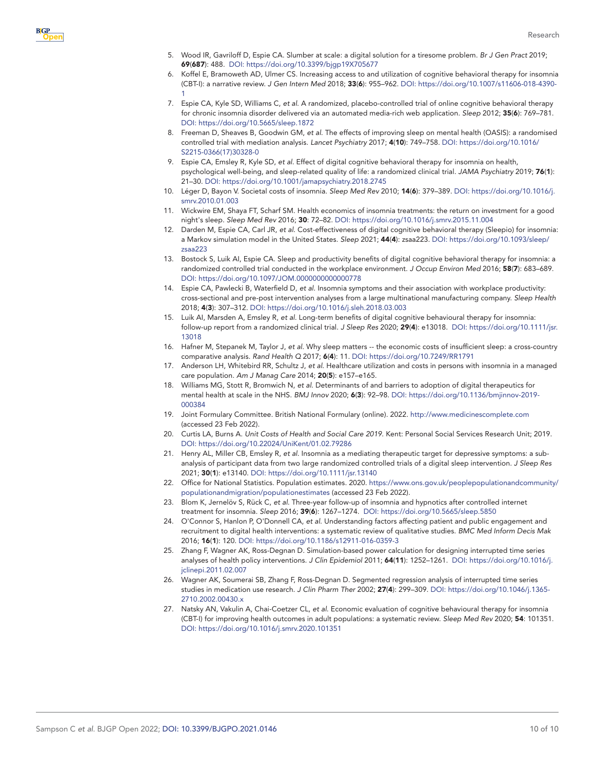5. Wood IR, Gavriloff D, Espie CA. Slumber at scale: a digital solution for a tiresome problem. *Br J Gen Pract* 2019; **69**(**687**): 488. DOI: https://doi.org/10.3399/bjgp19X705677
6. Koffel E, Bramoweth AD, Ulmer CS. Increasing access to and utilization of cognitive behavioral therapy for insomnia (CBT-I): a narrative review. *J Gen Intern Med* 2018; **33**(**6**): 955–962. DOI: https://doi.org/10.1007/s11606-018-4390-1
7. Espie CA, Kyle SD, Williams C, *et al*. A randomized, placebo-controlled trial of online cognitive behavioral therapy for chronic insomnia disorder delivered via an automated media-rich web application. *Sleep* 2012; **35**(**6**): 769–781. DOI: https://doi.org/10.5665/sleep.1872
8. Freeman D, Sheaves B, Goodwin GM, *et al*. The effects of improving sleep on mental health (OASIS): a randomised controlled trial with mediation analysis. *Lancet Psychiatry* 2017; **4**(**10**): 749–758. DOI: https://doi.org/10.1016/S2215-0366(17)30328-0
9. Espie CA, Emsley R, Kyle SD, *et al*. Effect of digital cognitive behavioral therapy for insomnia on health, psychological well-being, and sleep-related quality of life: a randomized clinical trial. *JAMA Psychiatry* 2019; **76**(**1**): 21–30. DOI: https://doi.org/10.1001/jamapsychiatry.2018.2745
10. Léger D, Bayon V. Societal costs of insomnia. *Sleep Med Rev* 2010; **14**(**6**): 379–389. DOI: https://doi.org/10.1016/j.smrv.2010.01.003
11. Wickwire EM, Shaya FT, Scharf SM. Health economics of insomnia treatments: the return on investment for a good night's sleep. *Sleep Med Rev* 2016; **30**: 72–82. DOI: https://doi.org/10.1016/j.smrv.2015.11.004
12. Darden M, Espie CA, Carl JR, *et al*. Cost-effectiveness of digital cognitive behavioral therapy (Sleepio) for insomnia: a Markov simulation model in the United States. *Sleep* 2021; **44**(**4**): zsaa223. DOI: https://doi.org/10.1093/sleep/zsaa223
13. Bostock S, Luik AI, Espie CA. Sleep and productivity benefits of digital cognitive behavioral therapy for insomnia: a randomized controlled trial conducted in the workplace environment. *J Occup Environ Med* 2016; **58**(**7**): 683–689. DOI: https://doi.org/10.1097/JOM.0000000000000778
14. Espie CA, Pawlecki B, Waterfield D, *et al*. Insomnia symptoms and their association with workplace productivity: cross-sectional and pre-post intervention analyses from a large multinational manufacturing company. *Sleep Health* 2018; **4**(**3**): 307–312. DOI: https://doi.org/10.1016/j.sleh.2018.03.003
15. Luik AI, Marsden A, Emsley R, *et al*. Long-term benefits of digital cognitive behavioural therapy for insomnia: follow-up report from a randomized clinical trial. *J Sleep Res* 2020; **29**(**4**): e13018. DOI: https://doi.org/10.1111/jsr.13018
16. Hafner M, Stepanek M, Taylor J, *et al*. Why sleep matters -- the economic costs of insufficient sleep: a cross-country comparative analysis. *Rand Health Q* 2017; **6**(**4**): 11. DOI: https://doi.org/10.7249/RR1791
17. Anderson LH, Whitebird RR, Schultz J, *et al*. Healthcare utilization and costs in persons with insomnia in a managed care population. *Am J Manag Care* 2014; **20**(**5**): e157–e165.
18. Williams MG, Stott R, Bromwich N, *et al*. Determinants of and barriers to adoption of digital therapeutics for mental health at scale in the NHS. *BMJ Innov* 2020; **6**(**3**): 92–98. DOI: https://doi.org/10.1136/bmjinnov-2019-000384
19. Joint Formulary Committee. British National Formulary (online). 2022. http://www.medicinescomplete.com (accessed 23 Feb 2022).
20. Curtis LA, Burns A. *Unit Costs of Health and Social Care 2019*. Kent: Personal Social Services Research Unit; 2019. DOI: https://doi.org/10.22024/UniKent/01.02.79286
21. Henry AL, Miller CB, Emsley R, *et al*. Insomnia as a mediating therapeutic target for depressive symptoms: a sub-analysis of participant data from two large randomized controlled trials of a digital sleep intervention. *J Sleep Res* 2021; **30**(**1**): e13140. DOI: https://doi.org/10.1111/jsr.13140
22. Office for National Statistics. Population estimates. 2020. https://www.ons.gov.uk/peoplepopulationandcommunity/populationandmigration/populationestimates (accessed 23 Feb 2022).
23. Blom K, Jernelöv S, Rück C, *et al*. Three-year follow-up of insomnia and hypnotics after controlled internet treatment for insomnia. *Sleep* 2016; **39**(**6**): 1267–1274. DOI: https://doi.org/10.5665/sleep.5850
24. O'Connor S, Hanlon P, O'Donnell CA, *et al*. Understanding factors affecting patient and public engagement and recruitment to digital health interventions: a systematic review of qualitative studies. *BMC Med Inform Decis Mak* 2016; **16**(**1**): 120. DOI: https://doi.org/10.1186/s12911-016-0359-3
25. Zhang F, Wagner AK, Ross-Degnan D. Simulation-based power calculation for designing interrupted time series analyses of health policy interventions. *J Clin Epidemiol* 2011; **64**(**11**): 1252–1261. DOI: https://doi.org/10.1016/j.jclinepi.2011.02.007
26. Wagner AK, Soumerai SB, Zhang F, Ross-Degnan D. Segmented regression analysis of interrupted time series studies in medication use research. *J Clin Pharm Ther* 2002; **27**(**4**): 299–309. DOI: https://doi.org/10.1046/j.1365-2710.2002.00430.x
27. Natsky AN, Vakulin A, Chai-Coetzer CL, *et al*. Economic evaluation of cognitive behavioural therapy for insomnia (CBT-I) for improving health outcomes in adult populations: a systematic review. *Sleep Med Rev* 2020; **54**: 101351. DOI: https://doi.org/10.1016/j.smrv.2020.101351